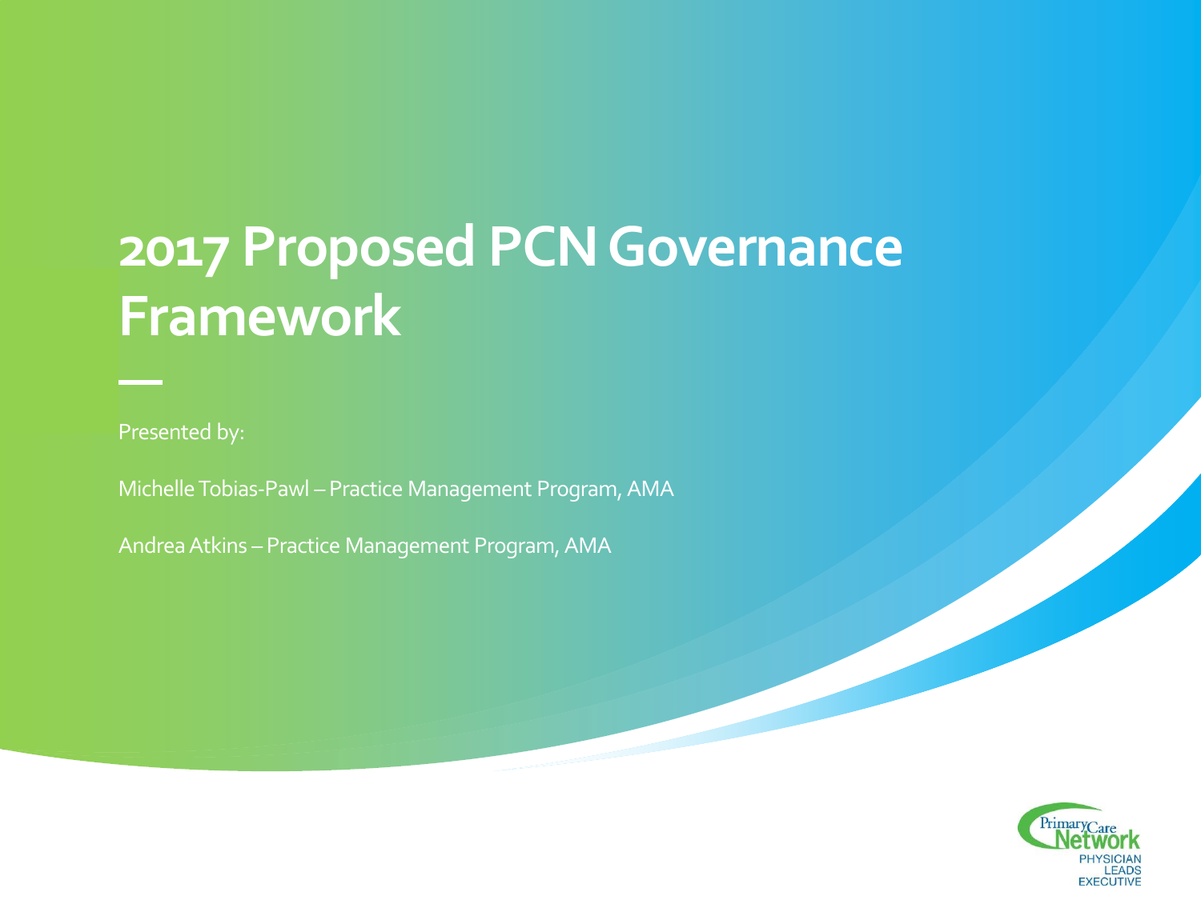# 2017 Proposed PCN Governance Framework

Presented by:

Michelle Tobias-Pawl – Practice Management Program, AMA

Andrea Atkins – Practice Management Program, AMA

Primary Care Network
PHYSICIAN LEADS EXECUTIVE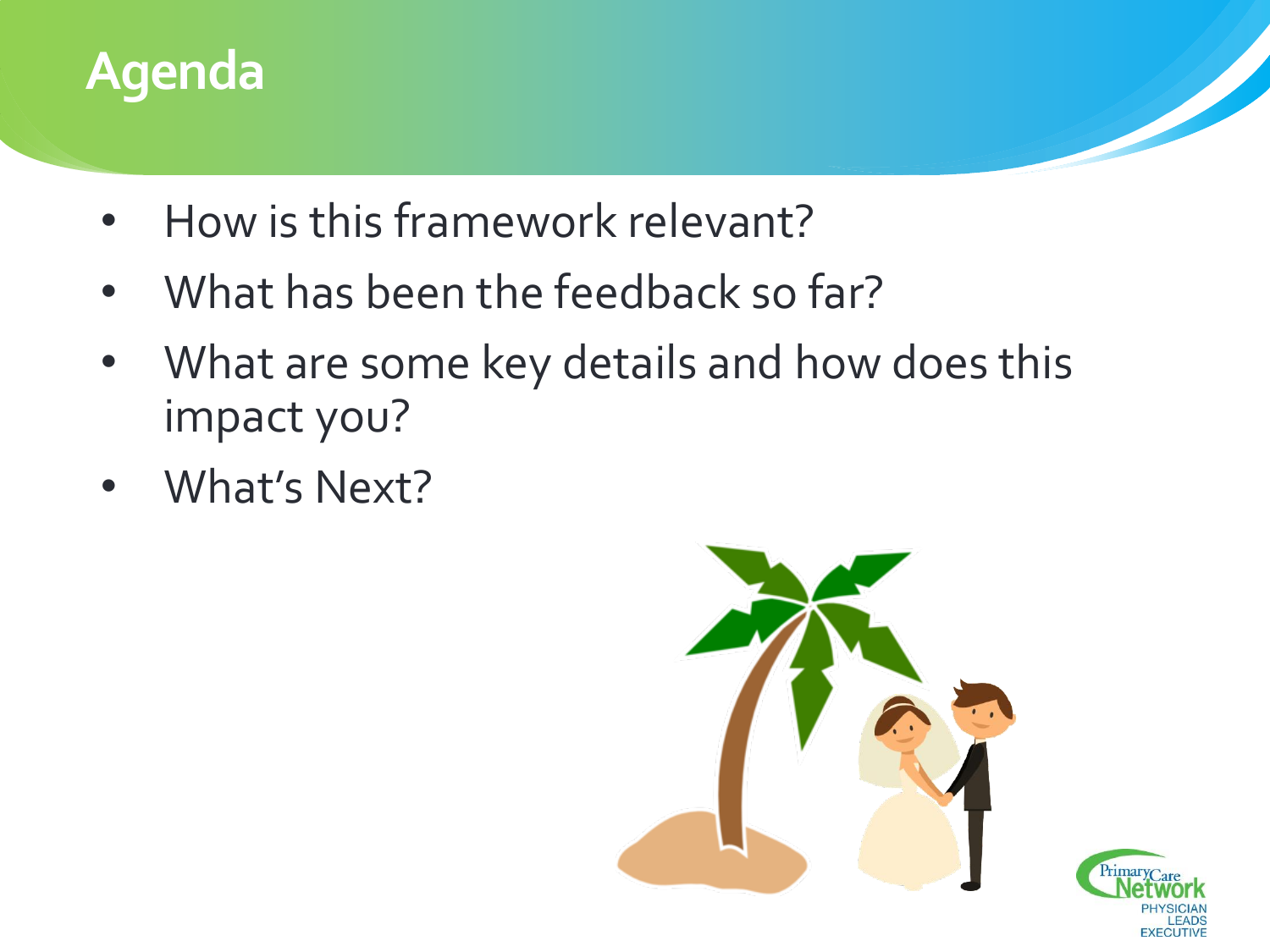# Agenda

- How is this framework relevant?
- What has been the feedback so far?
- What are some key details and how does this impact you?
- What's Next?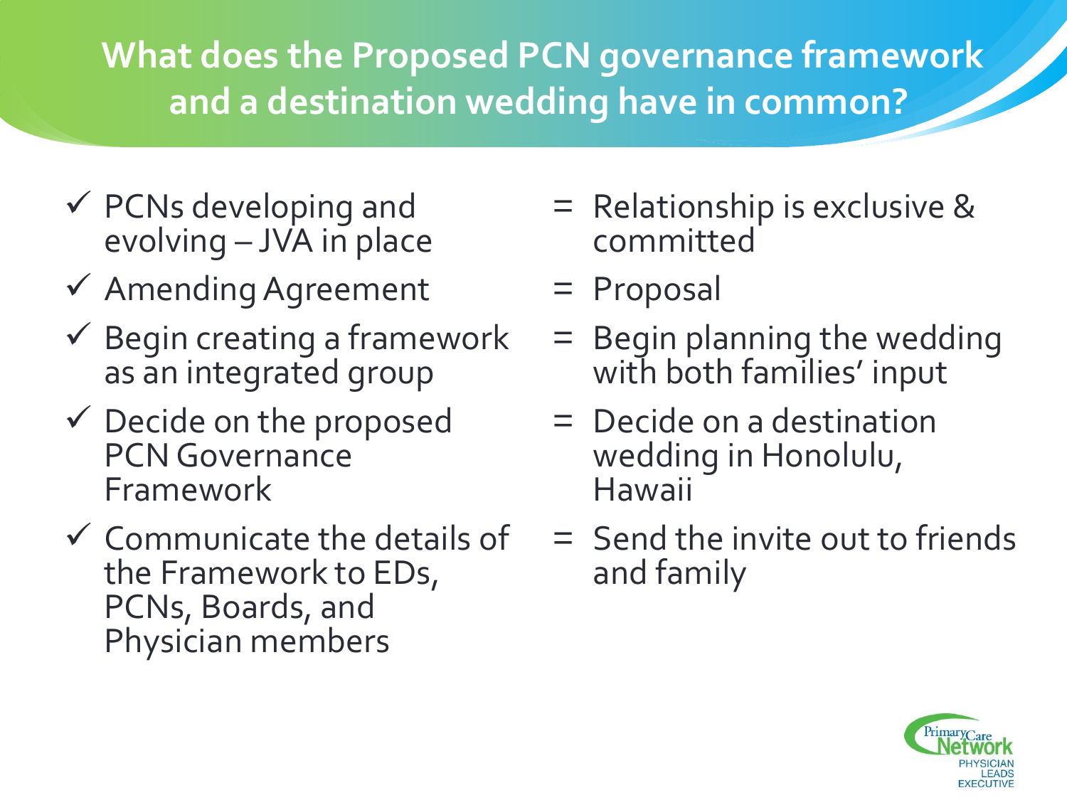# What does the Proposed PCN governance framework and a destination wedding have in common?

| | |
|---|---|
| ✓ PCNs developing and evolving – JVA in place | = Relationship is exclusive & committed |
| ✓ Amending Agreement | = Proposal |
| ✓ Begin creating a framework as an integrated group | = Begin planning the wedding with both families' input |
| ✓ Decide on the proposed PCN Governance Framework | = Decide on a destination wedding in Honolulu, Hawaii |
| ✓ Communicate the details of the Framework to EDs, PCNs, Boards, and Physician members | = Send the invite out to friends and family |

Primary Care Network
PHYSICIAN LEADS EXECUTIVE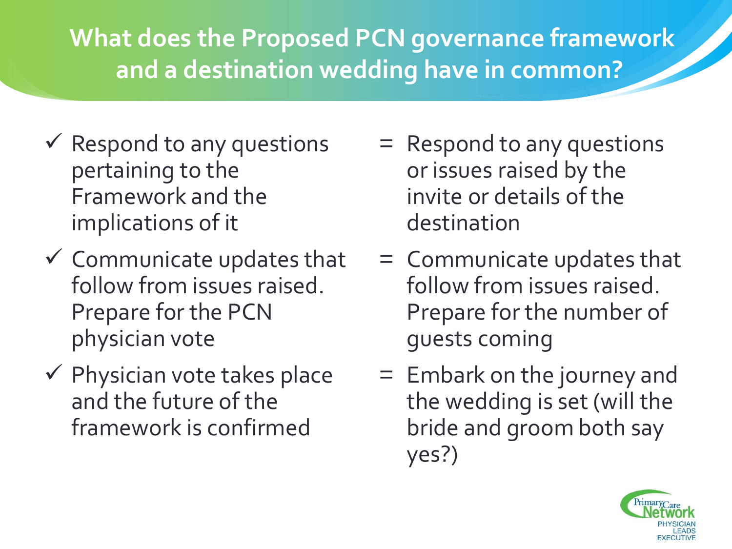# What does the Proposed PCN governance framework and a destination wedding have in common?

| Proposed PCN governance framework | | Destination wedding |
|---|---|---|
| ✓ Respond to any questions pertaining to the Framework and the implications of it | = | Respond to any questions or issues raised by the invite or details of the destination |
| ✓ Communicate updates that follow from issues raised. Prepare for the PCN physician vote | = | Communicate updates that follow from issues raised. Prepare for the number of guests coming |
| ✓ Physician vote takes place and the future of the framework is confirmed | = | Embark on the journey and the wedding is set (will the bride and groom both say yes?) |

Primary Care Network
PHYSICIAN LEADS EXECUTIVE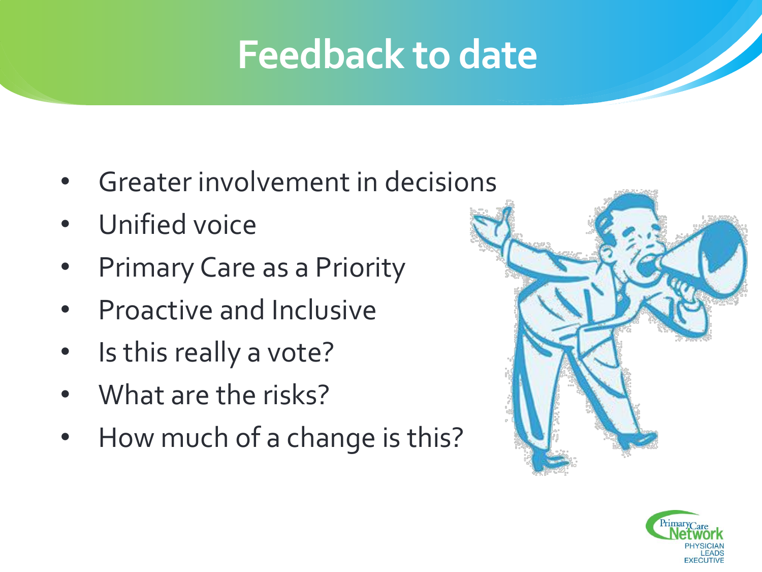# Feedback to date

- Greater involvement in decisions
- Unified voice
- Primary Care as a Priority
- Proactive and Inclusive
- Is this really a vote?
- What are the risks?
- How much of a change is this?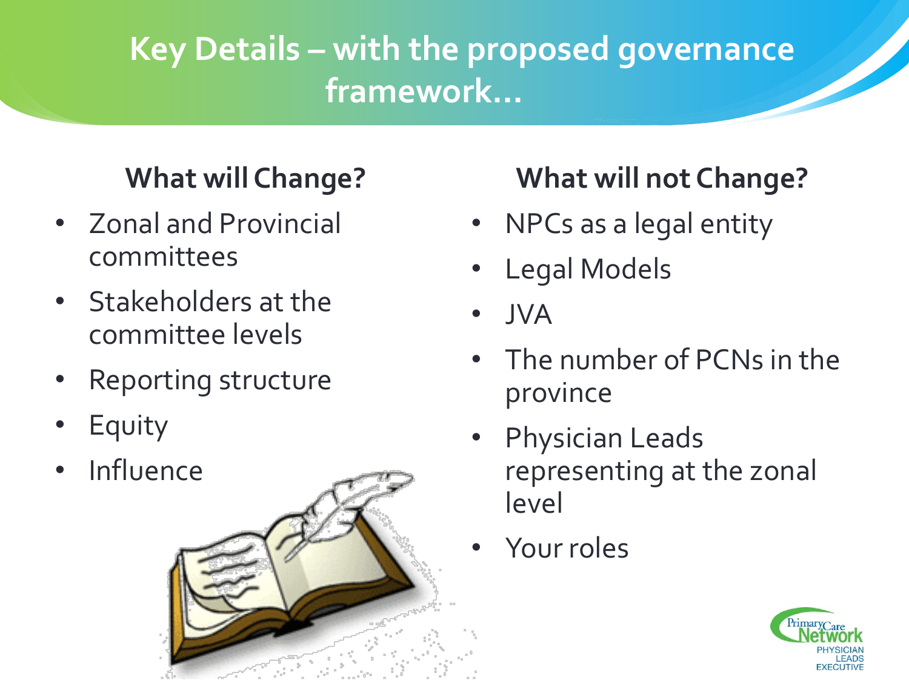# Key Details – with the proposed governance framework…

## What will Change?

- Zonal and Provincial committees
- Stakeholders at the committee levels
- Reporting structure
- Equity
- Influence

## What will not Change?

- NPCs as a legal entity
- Legal Models
- JVA
- The number of PCNs in the province
- Physician Leads representing at the zonal level
- Your roles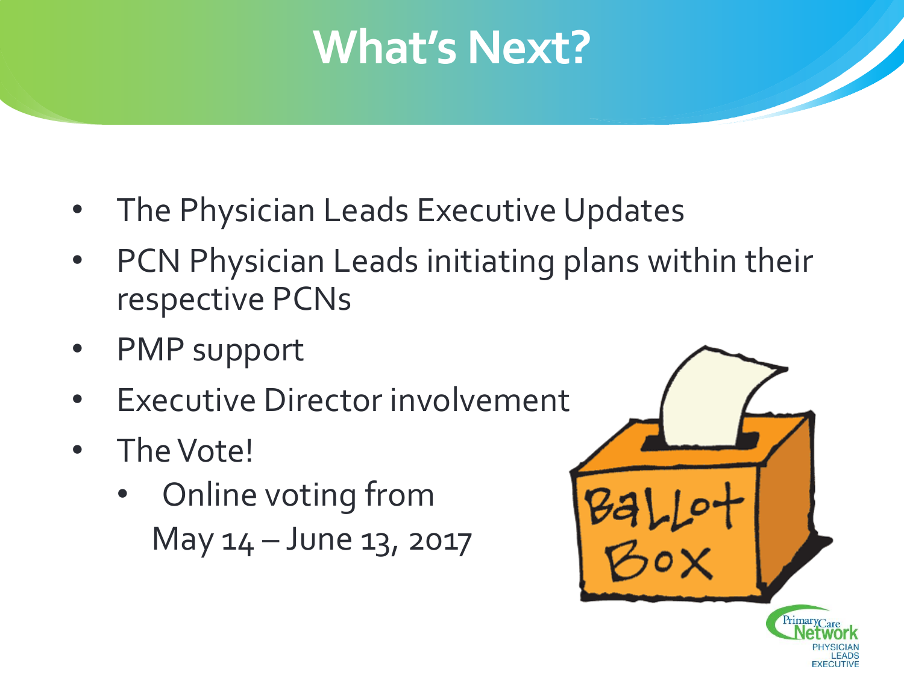# What's Next?

- The Physician Leads Executive Updates
- PCN Physician Leads initiating plans within their respective PCNs
- PMP support
- Executive Director involvement
- The Vote!
  - Online voting from May 14 – June 13, 2017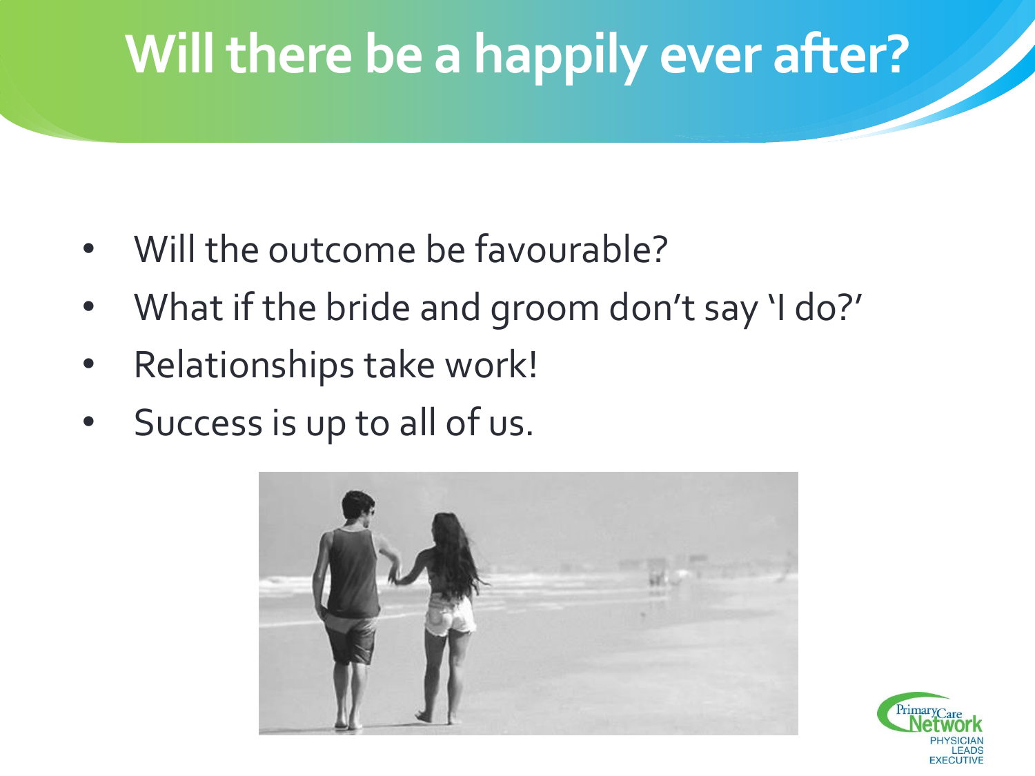# Will there be a happily ever after?

- Will the outcome be favourable?
- What if the bride and groom don't say 'I do?'
- Relationships take work!
- Success is up to all of us.